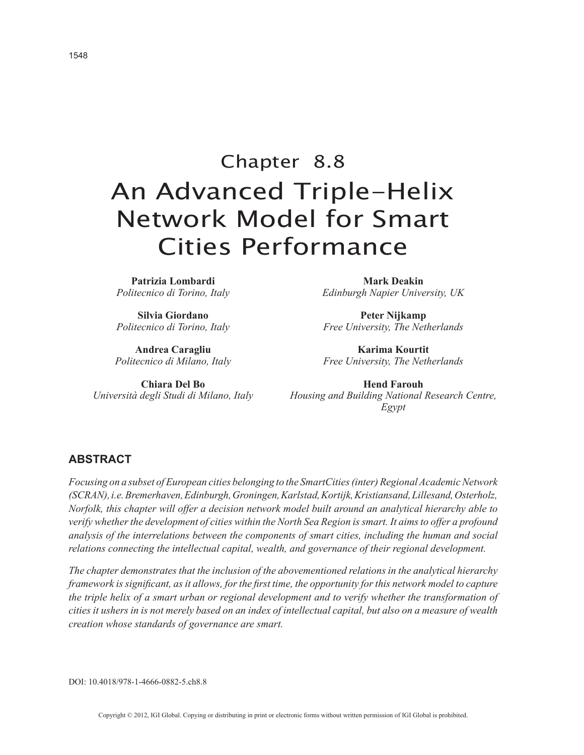# Chapter 8.8
# An Advanced Triple-Helix Network Model for Smart Cities Performance

**Patrizia Lombardi**
*Politecnico di Torino, Italy*

**Silvia Giordano**
*Politecnico di Torino, Italy*

**Andrea Caragliu**
*Politecnico di Milano, Italy*

**Chiara Del Bo**
*Università degli Studi di Milano, Italy*

**Mark Deakin**
*Edinburgh Napier University, UK*

**Peter Nijkamp**
*Free University, The Netherlands*

**Karima Kourtit**
*Free University, The Netherlands*

**Hend Farouh**
*Housing and Building National Research Centre, Egypt*

## ABSTRACT

*Focusing on a subset of European cities belonging to the SmartCities (inter) Regional Academic Network (SCRAN), i.e. Bremerhaven, Edinburgh, Groningen, Karlstad, Kortijk, Kristiansand, Lillesand, Osterholz, Norfolk, this chapter will offer a decision network model built around an analytical hierarchy able to verify whether the development of cities within the North Sea Region is smart. It aims to offer a profound analysis of the interrelations between the components of smart cities, including the human and social relations connecting the intellectual capital, wealth, and governance of their regional development.*

*The chapter demonstrates that the inclusion of the abovementioned relations in the analytical hierarchy framework is significant, as it allows, for the first time, the opportunity for this network model to capture the triple helix of a smart urban or regional development and to verify whether the transformation of cities it ushers in is not merely based on an index of intellectual capital, but also on a measure of wealth creation whose standards of governance are smart.*

DOI: 10.4018/978-1-4666-0882-5.ch8.8

Copyright © 2012, IGI Global. Copying or distributing in print or electronic forms without written permission of IGI Global is prohibited.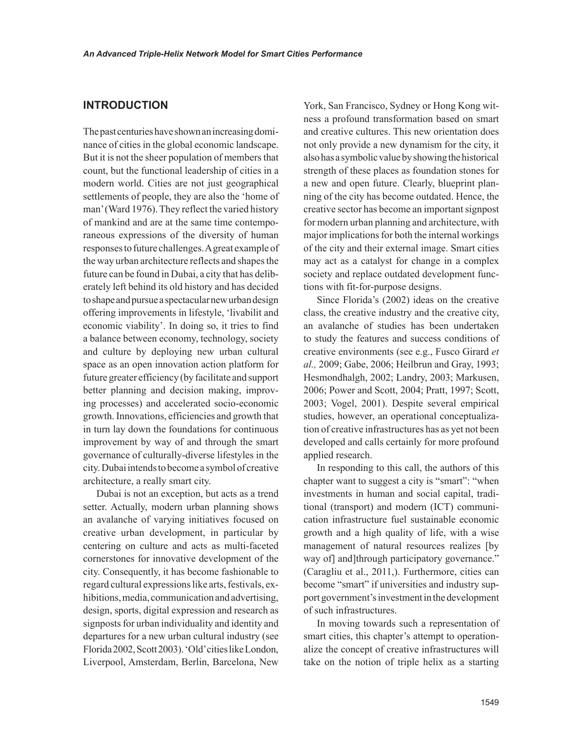## INTRODUCTION

The past centuries have shown an increasing dominance of cities in the global economic landscape. But it is not the sheer population of members that count, but the functional leadership of cities in a modern world. Cities are not just geographical settlements of people, they are also the 'home of man' (Ward 1976). They reflect the varied history of mankind and are at the same time contemporaneous expressions of the diversity of human responses to future challenges. A great example of the way urban architecture reflects and shapes the future can be found in Dubai, a city that has deliberately left behind its old history and has decided to shape and pursue a spectacular new urban design offering improvements in lifestyle, 'livabilit and economic viability'. In doing so, it tries to find a balance between economy, technology, society and culture by deploying new urban cultural space as an open innovation action platform for future greater efficiency (by facilitate and support better planning and decision making, improving processes) and accelerated socio-economic growth. Innovations, efficiencies and growth that in turn lay down the foundations for continuous improvement by way of and through the smart governance of culturally-diverse lifestyles in the city. Dubai intends to become a symbol of creative architecture, a really smart city.

Dubai is not an exception, but acts as a trend setter. Actually, modern urban planning shows an avalanche of varying initiatives focused on creative urban development, in particular by centering on culture and acts as multi-faceted cornerstones for innovative development of the city. Consequently, it has become fashionable to regard cultural expressions like arts, festivals, exhibitions, media, communication and advertising, design, sports, digital expression and research as signposts for urban individuality and identity and departures for a new urban cultural industry (see Florida 2002, Scott 2003). 'Old' cities like London, Liverpool, Amsterdam, Berlin, Barcelona, New York, San Francisco, Sydney or Hong Kong witness a profound transformation based on smart and creative cultures. This new orientation does not only provide a new dynamism for the city, it also has a symbolic value by showing the historical strength of these places as foundation stones for a new and open future. Clearly, blueprint planning of the city has become outdated. Hence, the creative sector has become an important signpost for modern urban planning and architecture, with major implications for both the internal workings of the city and their external image. Smart cities may act as a catalyst for change in a complex society and replace outdated development functions with fit-for-purpose designs.

Since Florida's (2002) ideas on the creative class, the creative industry and the creative city, an avalanche of studies has been undertaken to study the features and success conditions of creative environments (see e.g., Fusco Girard *et al.,* 2009; Gabe, 2006; Heilbrun and Gray, 1993; Hesmondhalgh, 2002; Landry, 2003; Markusen, 2006; Power and Scott, 2004; Pratt, 1997; Scott, 2003; Vogel, 2001). Despite several empirical studies, however, an operational conceptualization of creative infrastructures has as yet not been developed and calls certainly for more profound applied research.

In responding to this call, the authors of this chapter want to suggest a city is "smart": "when investments in human and social capital, traditional (transport) and modern (ICT) communication infrastructure fuel sustainable economic growth and a high quality of life, with a wise management of natural resources realizes [by way of] and]through participatory governance." (Caragliu et al., 2011,). Furthermore, cities can become "smart" if universities and industry support government's investment in the development of such infrastructures.

In moving towards such a representation of smart cities, this chapter's attempt to operationalize the concept of creative infrastructures will take on the notion of triple helix as a starting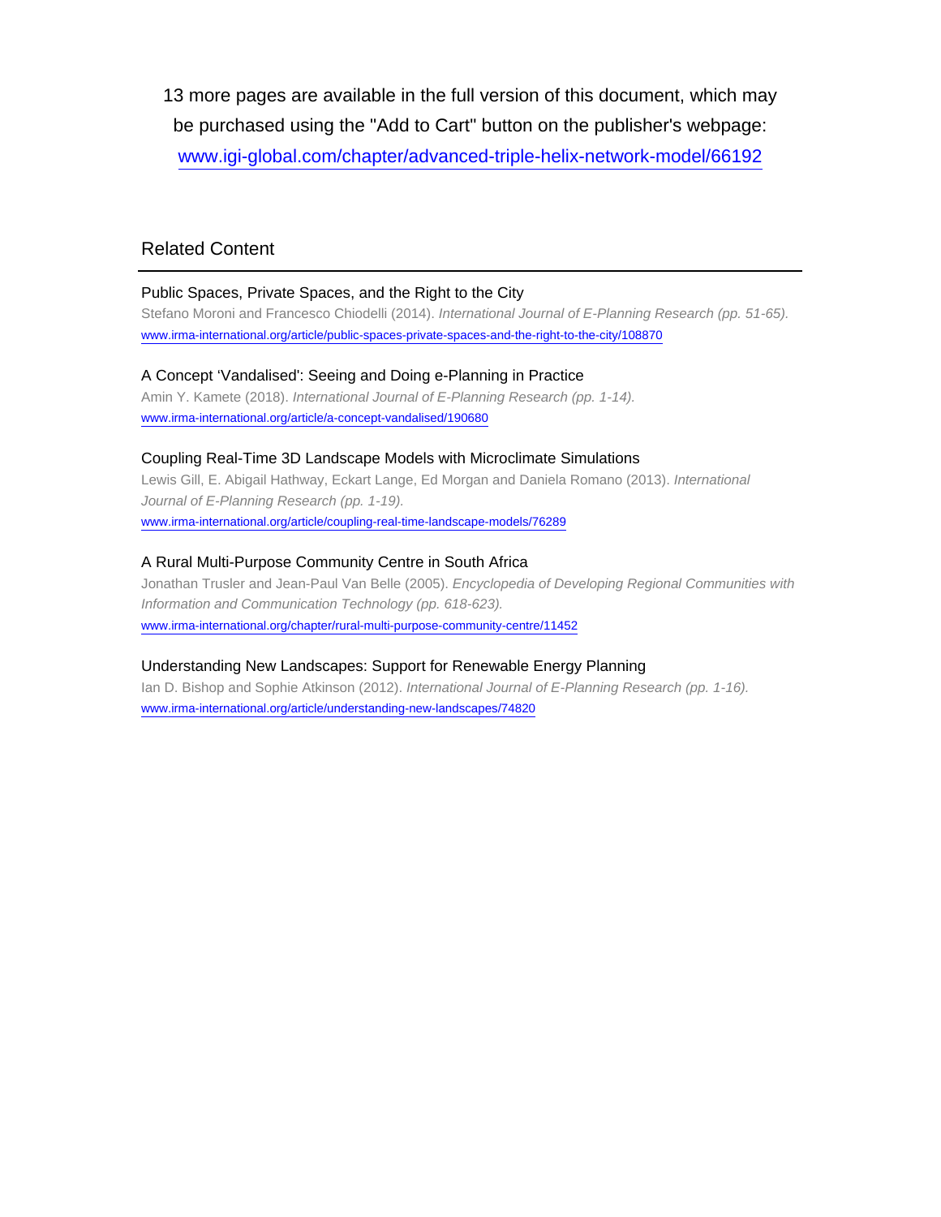13 more pages are available in the full version of this document, which may be purchased using the "Add to Cart" button on the publisher's webpage:
www.igi-global.com/chapter/advanced-triple-helix-network-model/66192

## Related Content

Public Spaces, Private Spaces, and the Right to the City
Stefano Moroni and Francesco Chiodelli (2014). *International Journal of E-Planning Research (pp. 51-65).*
www.irma-international.org/article/public-spaces-private-spaces-and-the-right-to-the-city/108870

A Concept 'Vandalised': Seeing and Doing e-Planning in Practice
Amin Y. Kamete (2018). *International Journal of E-Planning Research (pp. 1-14).*
www.irma-international.org/article/a-concept-vandalised/190680

Coupling Real-Time 3D Landscape Models with Microclimate Simulations
Lewis Gill, E. Abigail Hathway, Eckart Lange, Ed Morgan and Daniela Romano (2013). *International Journal of E-Planning Research (pp. 1-19).*
www.irma-international.org/article/coupling-real-time-landscape-models/76289

A Rural Multi-Purpose Community Centre in South Africa
Jonathan Trusler and Jean-Paul Van Belle (2005). *Encyclopedia of Developing Regional Communities with Information and Communication Technology (pp. 618-623).*
www.irma-international.org/chapter/rural-multi-purpose-community-centre/11452

Understanding New Landscapes: Support for Renewable Energy Planning
Ian D. Bishop and Sophie Atkinson (2012). *International Journal of E-Planning Research (pp. 1-16).*
www.irma-international.org/article/understanding-new-landscapes/74820